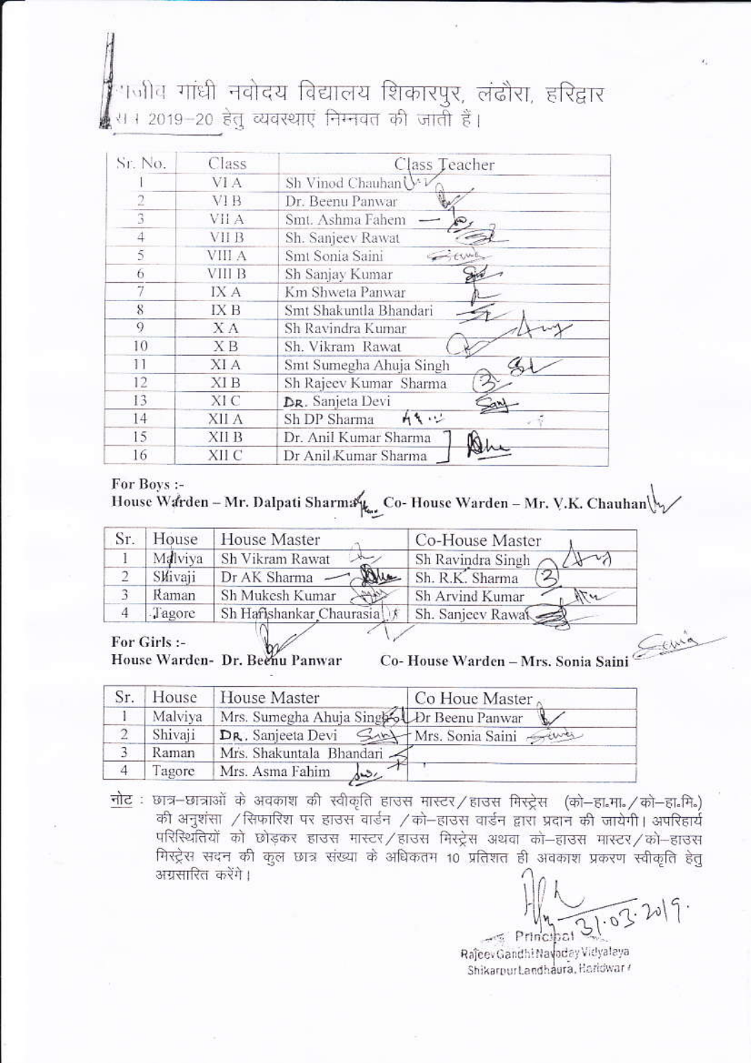राजीव गांधी नवोदय विद्यालय शिकारपुर, लंढौरा, हरिद्वार

सत्र 2019–20 हेतु व्यवस्थाएं निम्नवत की जाती हैं।

| Sr. No. | Class | Class Teacher |
|---|---|---|
| 1 | VI A | Sh Vinod Chauhan |
| 2 | VI B | Dr. Beenu Panwar |
| 3 | VII A | Smt. Ashma Fahem |
| 4 | VII B | Sh. Sanjeev Rawat |
| 5 | VIII A | Smt Sonia Saini |
| 6 | VIII B | Sh Sanjay Kumar |
| 7 | IX A | Km Shweta Panwar |
| 8 | IX B | Smt Shakuntla Bhandari |
| 9 | X A | Sh Ravindra Kumar |
| 10 | X B | Sh. Vikram Rawat |
| 11 | XI A | Smt Sumegha Ahuja Singh |
| 12 | XI B | Sh Rajeev Kumar Sharma |
| 13 | XI C | DR. Sanjeta Devi |
| 14 | XII A | Sh DP Sharma |
| 15 | XII B | Dr. Anil Kumar Sharma |
| 16 | XII C | Dr Anil Kumar Sharma |

**For Boys :-**

**House Warden – Mr. Dalpati Sharma Co- House Warden – Mr. V.K. Chauhan**

| Sr. | House | House Master | Co-House Master |
|---|---|---|---|
| 1 | Malviya | Sh Vikram Rawat | Sh Ravindra Singh |
| 2 | Shivaji | Dr AK Sharma | Sh. R.K. Sharma |
| 3 | Raman | Sh Mukesh Kumar | Sh Arvind Kumar |
| 4 | Tagore | Sh Harishankar Chaurasia | Sh. Sanjeev Rawat |

**For Girls :-**

**House Warden- Dr. Beenu Panwar Co- House Warden – Mrs. Sonia Saini**

| Sr. | House | House Master | Co Houe Master |
|---|---|---|---|
| 1 | Malviya | Mrs. Sumegha Ahuja Singh | Dr Beenu Panwar |
| 2 | Shivaji | DR. Sanjeeta Devi | Mrs. Sonia Saini |
| 3 | Raman | Mrs. Shakuntala Bhandari | |
| 4 | Tagore | Mrs. Asma Fahim | |

नोट : छात्र–छात्राओं के अवकाश की स्वीकृति हाउस मास्टर/हाउस मिस्ट्रेस (को–हा.मा./को–हा.मि.) की अनुशंसा /सिफारिश पर हाउस वार्डन /को–हाउस वार्डन द्वारा प्रदान की जायेगी। अपरिहार्य परिस्थितियों को छोड़कर हाउस मास्टर/हाउस मिस्ट्रेस अथवा को–हाउस मास्टर/को–हाउस मिस्ट्रेस सदन की कुल छात्र संख्या के अधिकतम 10 प्रतिशत ही अवकाश प्रकरण स्वीकृति हेतु अग्रसारित करेंगे।

31.03.2019

Principal
Rajeev Gandhi Navoday Vidyalaya
Shikarpur Landhaura, Haridwar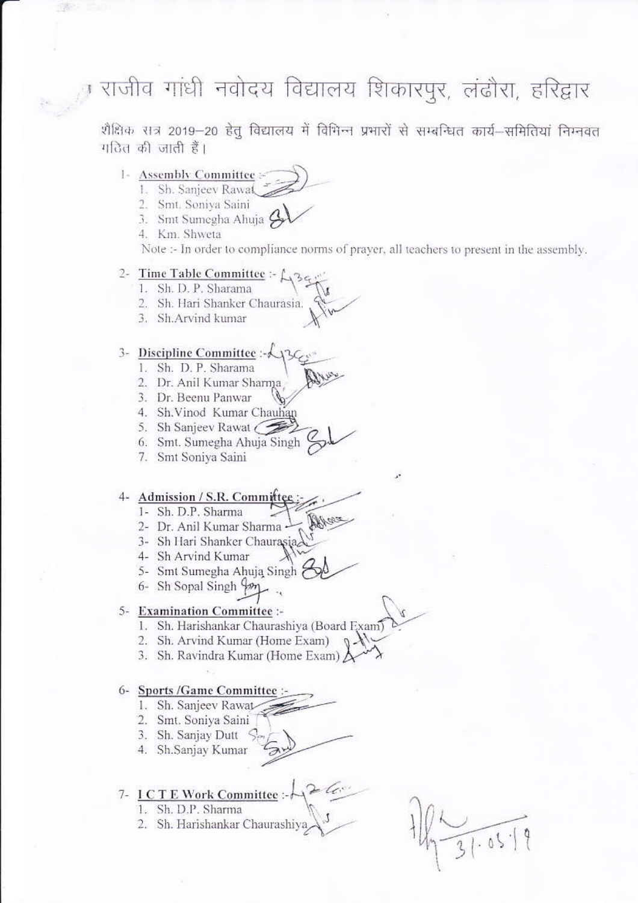# राजीव गांधी नवोदय विद्यालय शिकारपुर, लंढौरा, हरिद्वार

शैक्षिक सत्र 2019–20 हेतु विद्यालय में विभिन्न प्रभारों से सम्बन्धित कार्य–समितियां निम्नवत गठित की जाती हैं।

1- **Assembly Committee** :-
   1. Sh. Sanjeev Rawat
   2. Smt. Soniya Saini
   3. Smt Sumegha Ahuja
   4. Km. Shweta

   Note :- In order to compliance norms of prayer, all teachers to present in the assembly.

2- **Time Table Committee** :-
   1. Sh. D. P. Sharama
   2. Sh. Hari Shanker Chaurasia.
   3. Sh.Arvind kumar

3- **Discipline Committee** :-
   1. Sh. D. P. Sharama
   2. Dr. Anil Kumar Sharma
   3. Dr. Beenu Panwar
   4. Sh.Vinod Kumar Chauhan
   5. Sh Sanjeev Rawat
   6. Smt. Sumegha Ahuja Singh
   7. Smt Soniya Saini

4- **Admission / S.R. Committee** :-
   1- Sh. D.P. Sharma
   2- Dr. Anil Kumar Sharma
   3- Sh Hari Shanker Chaurasia
   4- Sh Arvind Kumar
   5- Smt Sumegha Ahuja Singh
   6- Sh Sopal Singh

5- **Examination Committee** :-
   1. Sh. Harishankar Chaurashiya (Board Exam)
   2. Sh. Arvind Kumar (Home Exam)
   3. Sh. Ravindra Kumar (Home Exam)

6- **Sports /Game Committee** :-
   1. Sh. Sanjeev Rawat
   2. Smt. Soniya Saini
   3. Sh. Sanjay Dutt
   4. Sh.Sanjay Kumar

7- **I C T E Work Committee** :-
   1. Sh. D.P. Sharma
   2. Sh. Harishankar Chaurashiya

31.05.19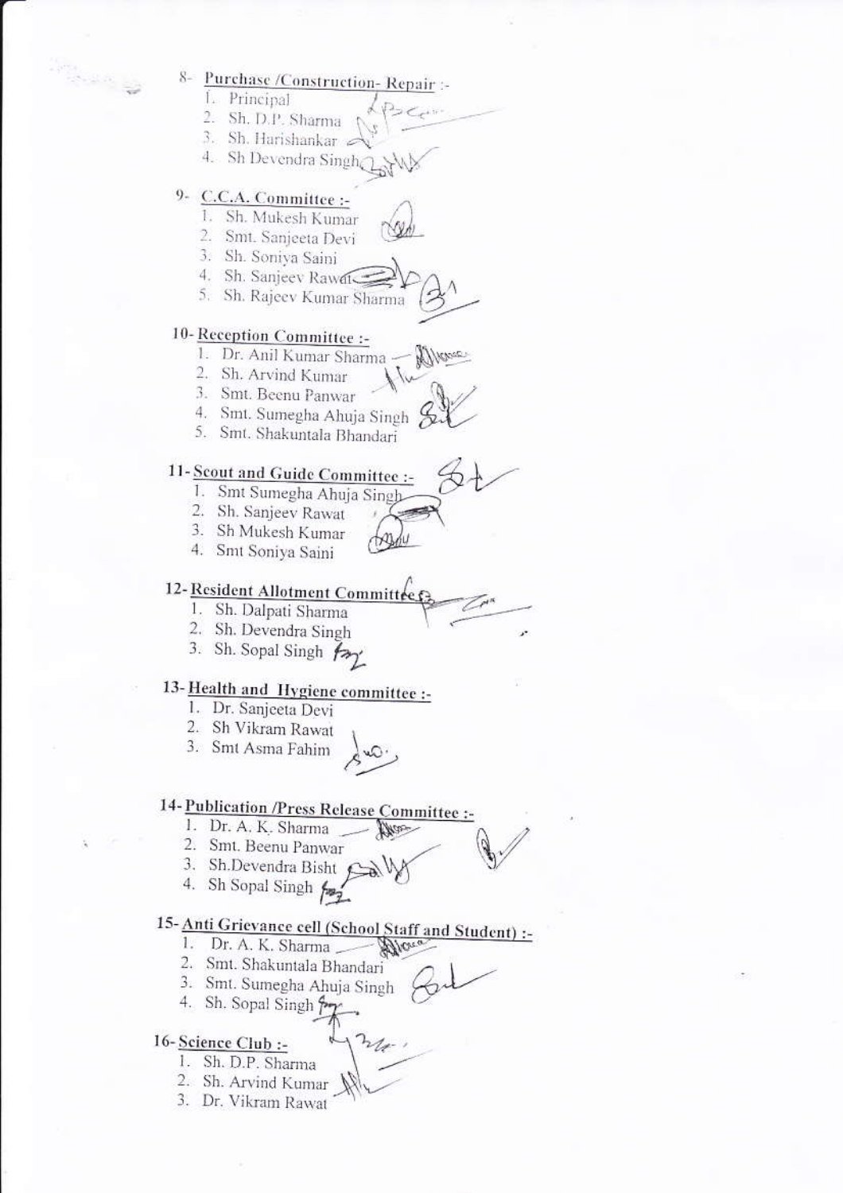8- Purchase /Construction- Repair :-

1. Principal
2. Sh. D.P. Sharma
3. Sh. Harishankar
4. Sh Devendra Singh

9- C.C.A. Committee :-

1. Sh. Mukesh Kumar
2. Smt. Sanjeeta Devi
3. Sh. Soniya Saini
4. Sh. Sanjeev Rawat
5. Sh. Rajeev Kumar Sharma

10- Reception Committee :-

1. Dr. Anil Kumar Sharma
2. Sh. Arvind Kumar
3. Smt. Beenu Panwar
4. Smt. Sumegha Ahuja Singh
5. Smt. Shakuntala Bhandari

11- Scout and Guide Committee :-

1. Smt Sumegha Ahuja Singh
2. Sh. Sanjeev Rawat
3. Sh Mukesh Kumar
4. Smt Soniya Saini

12- Resident Allotment Committee :-

1. Sh. Dalpati Sharma
2. Sh. Devendra Singh
3. Sh. Sopal Singh

13- Health and Hygiene committee :-

1. Dr. Sanjeeta Devi
2. Sh Vikram Rawat
3. Smt Asma Fahim

14- Publication /Press Release Committee :-

1. Dr. A. K. Sharma
2. Smt. Beenu Panwar
3. Sh.Devendra Bisht
4. Sh Sopal Singh

15- Anti Grievance cell (School Staff and Student) :-

1. Dr. A. K. Sharma
2. Smt. Shakuntala Bhandari
3. Smt. Sumegha Ahuja Singh
4. Sh. Sopal Singh

16- Science Club :-

1. Sh. D.P. Sharma
2. Sh. Arvind Kumar
3. Dr. Vikram Rawat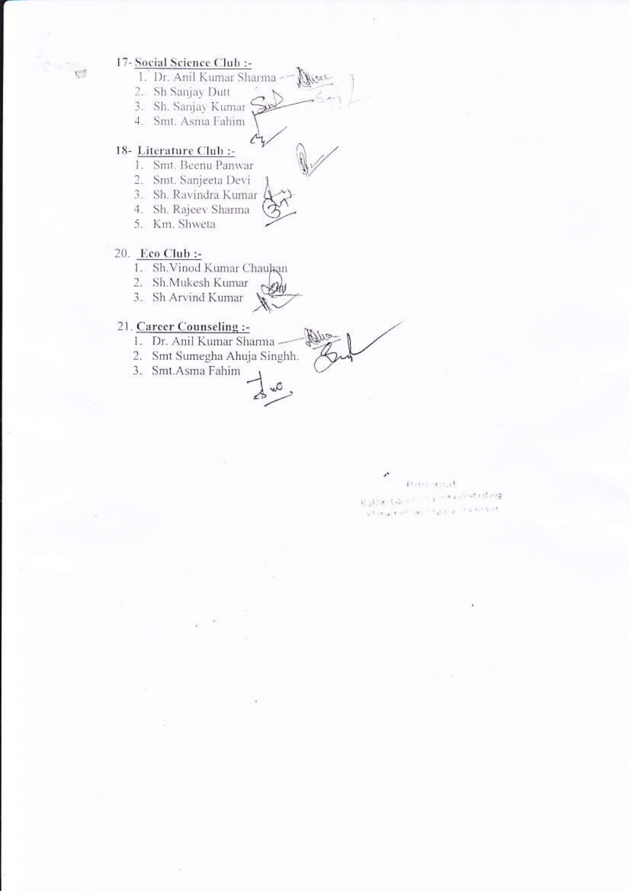17- **Social Science Club :-**

1. Dr. Anil Kumar Sharma
2. Sh Sanjay Dutt
3. Sh. Sanjay Kumar
4. Smt. Asma Fahim

18- **Literature Club :-**

1. Smt. Beenu Panwar
2. Smt. Sanjeeta Devi
3. Sh. Ravindra Kumar
4. Sh. Rajeev Sharma
5. Km. Shweta

20. **Eco Club :-**

1. Sh.Vinod Kumar Chauhan
2. Sh.Mukesh Kumar
3. Sh Arvind Kumar

21. **Career Counseling :-**

1. Dr. Anil Kumar Sharma
2. Smt Sumegha Ahuja Singhh.
3. Smt.Asma Fahim